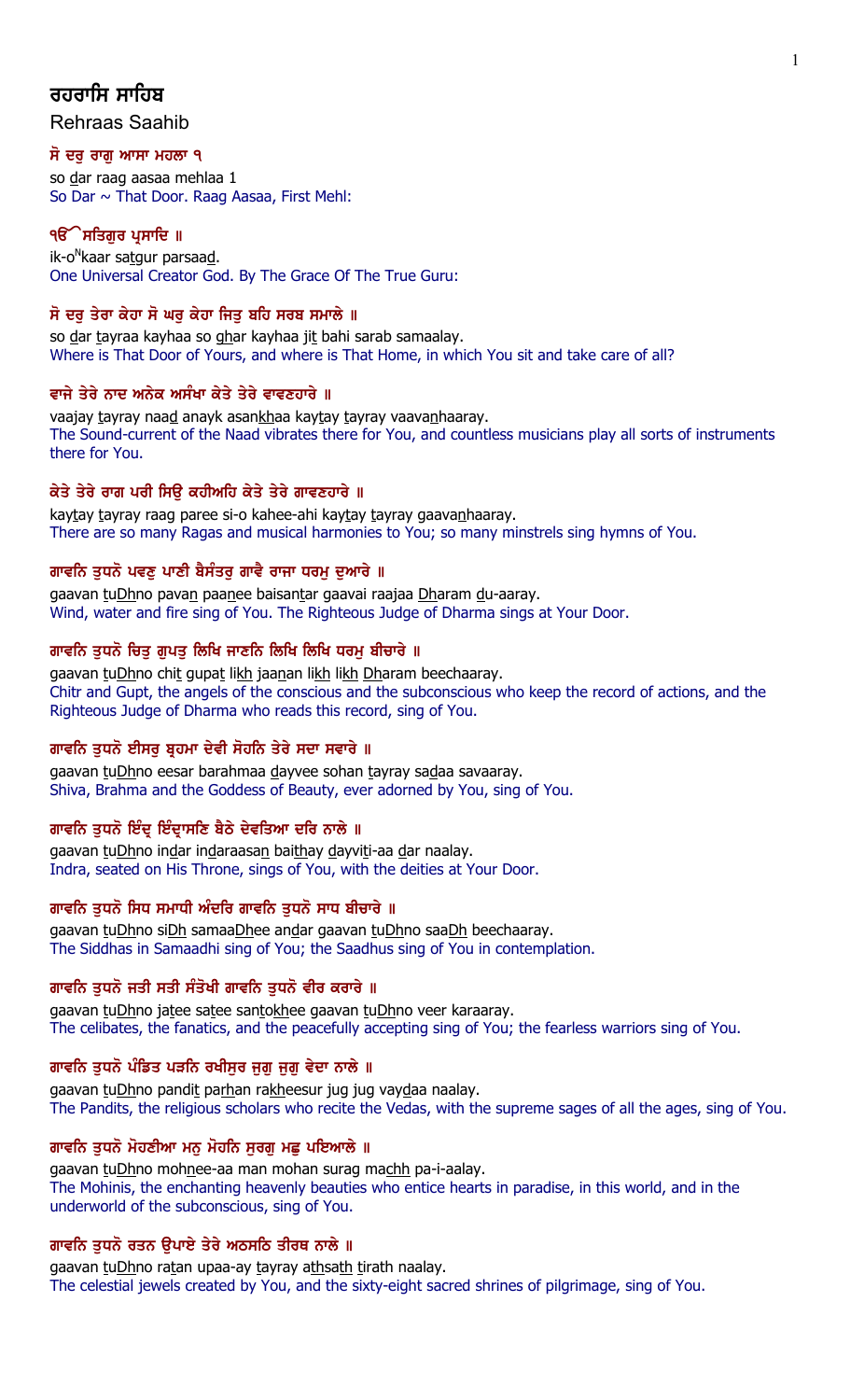# ਰਹਰਾਸਿ ਸਾਹਿਬ

Rehraas Saahib

### ਸੋ ਦਰੁ ਰਾਗੁ ਆਸਾ ਮਹਲਾ ੧

so dar raag aasaa mehlaa 1
So Dar ~ That Door. Raag Aasaa, First Mehl:

### ੧ੴ ਸਤਿਗੁਰ ਪ੍ਰਸਾਦਿ ॥

ik-o^N^kaar satgur parsaad.
One Universal Creator God. By The Grace Of The True Guru:

### ਸੋ ਦਰੁ ਤੇਰਾ ਕੇਹਾ ਸੋ ਘਰੁ ਕੇਹਾ ਜਿਤੁ ਬਹਿ ਸਰਬ ਸਮਾਲੇ ॥

so dar tayraa kayhaa so ghar kayhaa jit bahi sarab samaalay.
Where is That Door of Yours, and where is That Home, in which You sit and take care of all?

### ਵਾਜੇ ਤੇਰੇ ਨਾਦ ਅਨੇਕ ਅਸੰਖਾ ਕੇਤੇ ਤੇਰੇ ਵਾਵਣਹਾਰੇ ॥

vaajay tayray naad anayk asankhaa kaytay tayray vaavanhaaray.
The Sound-current of the Naad vibrates there for You, and countless musicians play all sorts of instruments there for You.

### ਕੇਤੇ ਤੇਰੇ ਰਾਗ ਪਰੀ ਸਿਉ ਕਹੀਅਹਿ ਕੇਤੇ ਤੇਰੇ ਗਾਵਣਹਾਰੇ ॥

kaytay tayray raag paree si-o kahee-ahi kaytay tayray gaavanhaaray.
There are so many Ragas and musical harmonies to You; so many minstrels sing hymns of You.

### ਗਾਵਹਿ ਤੁਧਨੋ ਪਵਣੁ ਪਾਣੀ ਬੈਸੰਤਰੁ ਗਾਵੈ ਰਾਜਾ ਧਰਮੁ ਦੁਆਰੇ ॥

gaavan tuDhno pavan paanee baisantar gaavai raajaa Dharam du-aaray.
Wind, water and fire sing of You. The Righteous Judge of Dharma sings at Your Door.

### ਗਾਵਹਿ ਤੁਧਨੋ ਚਿਤੁ ਗੁਪਤੁ ਲਿਖਿ ਜਾਣਹਿ ਲਿਖਿ ਲਿਖਿ ਧਰਮੁ ਬੀਚਾਰੇ ॥

gaavan tuDhno chit gupat likh jaanan likh likh Dharam beechaaray.
Chitr and Gupt, the angels of the conscious and the subconscious who keep the record of actions, and the Righteous Judge of Dharma who reads this record, sing of You.

### ਗਾਵਹਿ ਤੁਧਨੋ ਈਸਰੁ ਬ੍ਰਹਮਾ ਦੇਵੀ ਸੋਹਨਿ ਤੇਰੇ ਸਦਾ ਸਵਾਰੇ ॥

gaavan tuDhno eesar barahmaa dayvee sohan tayray sadaa savaaray.
Shiva, Brahma and the Goddess of Beauty, ever adorned by You, sing of You.

### ਗਾਵਹਿ ਤੁਧਨੋ ਇੰਦ੍ਰ ਇੰਦ੍ਰਾਸਣਿ ਬੈਠੇ ਦੇਵਤਿਆ ਦਰਿ ਨਾਲੇ ॥

gaavan tuDhno indar indaraasan baithay dayviti-aa dar naalay.
Indra, seated on His Throne, sings of You, with the deities at Your Door.

### ਗਾਵਹਿ ਤੁਧਨੋ ਸਿਧ ਸਮਾਧੀ ਅੰਦਰਿ ਗਾਵਨਿ ਤੁਧਨੋ ਸਾਧ ਬੀਚਾਰੇ ॥

gaavan tuDhno siDh samaaDhee andar gaavan tuDhno saaDh beechaaray.
The Siddhas in Samaadhi sing of You; the Saadhus sing of You in contemplation.

### ਗਾਵਨਿ ਤੁਧਨੋ ਜਤੀ ਸਤੀ ਸੰਤੋਖੀ ਗਾਵਨਿ ਤੁਧਨੋ ਵੀਰ ਕਰਾਰੇ ॥

gaavan tuDhno jatee satee santokhee gaavan tuDhno veer karaaray.
The celibates, the fanatics, and the peacefully accepting sing of You; the fearless warriors sing of You.

### ਗਾਵਨਿ ਤੁਧਨੋ ਪੰਡਿਤ ਪੜਨਿ ਰਖੀਸੁਰ ਜੁਗੁ ਜੁਗੁ ਵੇਦਾ ਨਾਲੇ ॥

gaavan tuDhno pandit parhan rakheesur jug jug vaydaa naalay.
The Pandits, the religious scholars who recite the Vedas, with the supreme sages of all the ages, sing of You.

### ਗਾਵਨਿ ਤੁਧਨੋ ਮੋਹਣੀਆ ਮਨੁ ਮੋਹਨਿ ਸੁਰਗੁ ਮਛੁ ਪਇਆਲੇ ॥

gaavan tuDhno mohnee-aa man mohan surag machh pa-i-aalay.
The Mohinis, the enchanting heavenly beauties who entice hearts in paradise, in this world, and in the underworld of the subconscious, sing of You.

### ਗਾਵਨਿ ਤੁਧਨੋ ਰਤਨ ਉਪਾਏ ਤੇਰੇ ਅਠਸਠਿ ਤੀਰਥ ਨਾਲੇ ॥

gaavan tuDhno ratan upaa-ay tayray athsath tirath naalay.
The celestial jewels created by You, and the sixty-eight sacred shrines of pilgrimage, sing of You.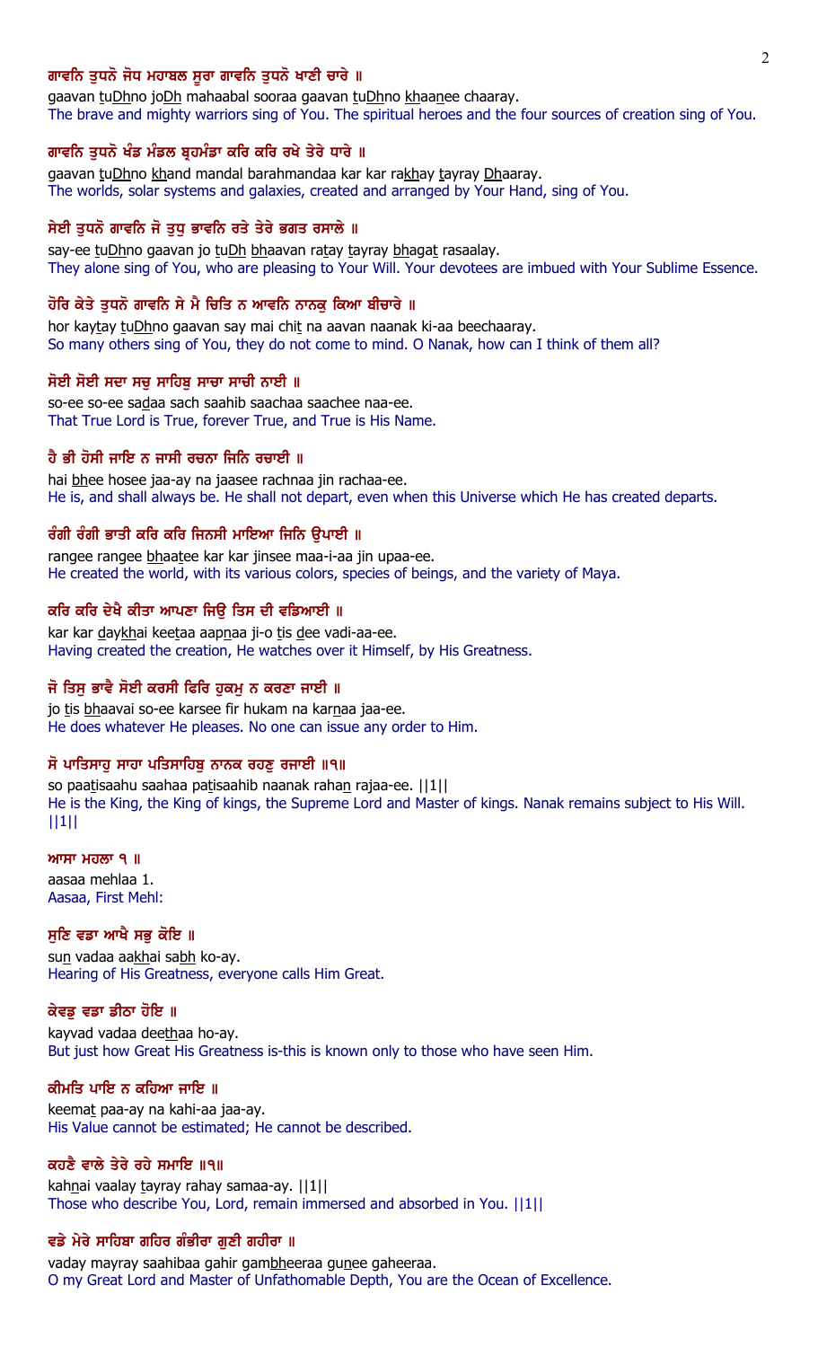**ਗਾਵਨਿ ਤੁਧਨੋ ਜੋਧ ਮਹਾਬਲ ਸੂਰਾ ਗਾਵਨਿ ਤੁਧਨੋ ਖਾਣੀ ਚਾਰੇ ॥**

gaavan tuDhno joDh mahaabal sooraa gaavan tuDhno khaanee chaaray.

The brave and mighty warriors sing of You. The spiritual heroes and the four sources of creation sing of You.

**ਗਾਵਨਿ ਤੁਧਨੋ ਖੰਡ ਮੰਡਲ ਬ੍ਰਹਮੰਡਾ ਕਰਿ ਕਰਿ ਰਖੇ ਤੇਰੇ ਧਾਰੇ ॥**

gaavan tuDhno khand mandal barahmandaa kar kar rakhay tayray Dhaaray.

The worlds, solar systems and galaxies, created and arranged by Your Hand, sing of You.

**ਸੇਈ ਤੁਧਨੋ ਗਾਵਨਿ ਜੋ ਤੁਧੁ ਭਾਵਨਿ ਰਤੇ ਤੇਰੇ ਭਗਤ ਰਸਾਲੇ ॥**

say-ee tuDhno gaavan jo tuDh bhaavan ratay tayray bhagat rasaalay.

They alone sing of You, who are pleasing to Your Will. Your devotees are imbued with Your Sublime Essence.

**ਹੋਰਿ ਕੇਤੇ ਤੁਧਨੋ ਗਾਵਨਿ ਸੇ ਮੈ ਚਿਤਿ ਨ ਆਵਨਿ ਨਾਨਕੁ ਕਿਆ ਬੀਚਾਰੇ ॥**

hor kaytay tuDhno gaavan say mai chit na aavan naanak ki-aa beechaaray.

So many others sing of You, they do not come to mind. O Nanak, how can I think of them all?

**ਸੋਈ ਸੋਈ ਸਦਾ ਸਚੁ ਸਾਹਿਬੁ ਸਾਚਾ ਸਾਚੀ ਨਾਈ ॥**

so-ee so-ee sadaa sach saahib saachaa saachee naa-ee.

That True Lord is True, forever True, and True is His Name.

**ਹੈ ਭੀ ਹੋਸੀ ਜਾਇ ਨ ਜਾਸੀ ਰਚਨਾ ਜਿਨਿ ਰਚਾਈ ॥**

hai bhee hosee jaa-ay na jaasee rachnaa jin rachaa-ee.

He is, and shall always be. He shall not depart, even when this Universe which He has created departs.

**ਰੰਗੀ ਰੰਗੀ ਭਾਤੀ ਕਰਿ ਕਰਿ ਜਿਨਸੀ ਮਾਇਆ ਜਿਨਿ ਉਪਾਈ ॥**

rangee rangee bhaatee kar kar jinsee maa-i-aa jin upaa-ee.

He created the world, with its various colors, species of beings, and the variety of Maya.

**ਕਰਿ ਕਰਿ ਦੇਖੈ ਕੀਤਾ ਆਪਣਾ ਜਿਉ ਤਿਸ ਦੀ ਵਡਿਆਈ ॥**

kar kar daykhai keetaa aapnaa ji-o tis dee vadi-aa-ee.

Having created the creation, He watches over it Himself, by His Greatness.

**ਜੋ ਤਿਸੁ ਭਾਵੈ ਸੋਈ ਕਰਸੀ ਫਿਰਿ ਹੁਕਮੁ ਨ ਕਰਣਾ ਜਾਈ ॥**

jo tis bhaavai so-ee karsee fir hukam na karnaa jaa-ee.

He does whatever He pleases. No one can issue any order to Him.

**ਸੋ ਪਾਤਿਸਾਹੁ ਸਾਹਾ ਪਤਿਸਾਹਿਬੁ ਨਾਨਕ ਰਹਣੁ ਰਜਾਈ ॥੧॥**

so paatisaahu saahaa patisaahib naanak rahan rajaa-ee. ||1||

He is the King, the King of kings, the Supreme Lord and Master of kings. Nanak remains subject to His Will. ||1||

**ਆਸਾ ਮਹਲਾ ੧ ॥**

aasaa mehlaa 1.

Aasaa, First Mehl:

**ਸੁਣਿ ਵਡਾ ਆਖੈ ਸਭੁ ਕੋਇ ॥**

sun vadaa aakhai sabh ko-ay.

Hearing of His Greatness, everyone calls Him Great.

**ਕੇਵਡੁ ਵਡਾ ਡੀਠਾ ਹੋਇ ॥**

kayvad vadaa deethaa ho-ay.

But just how Great His Greatness is-this is known only to those who have seen Him.

**ਕੀਮਤਿ ਪਾਇ ਨ ਕਹਿਆ ਜਾਇ ॥**

keemat paa-ay na kahi-aa jaa-ay.

His Value cannot be estimated; He cannot be described.

**ਕਹਣੈ ਵਾਲੇ ਤੇਰੇ ਰਹੇ ਸਮਾਇ ॥੧॥**

kahnai vaalay tayray rahay samaa-ay. ||1||

Those who describe You, Lord, remain immersed and absorbed in You. ||1||

**ਵਡੇ ਮੇਰੇ ਸਾਹਿਬਾ ਗਹਿਰ ਗੰਭੀਰਾ ਗੁਣੀ ਗਹੀਰਾ ॥**

vaday mayray saahibaa gahir gambheeraa gunee gaheeraa.

O my Great Lord and Master of Unfathomable Depth, You are the Ocean of Excellence.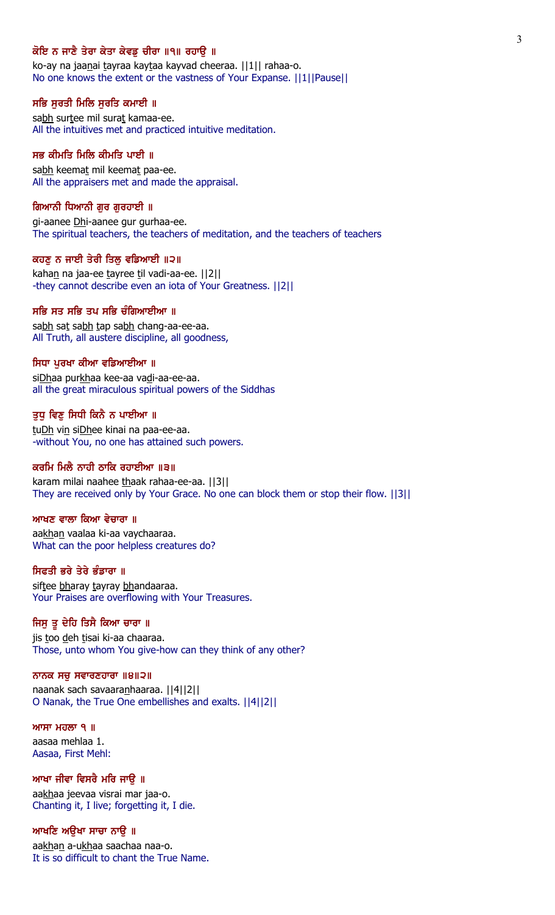ਕੋਇ ਨ ਜਾਣੈ ਤੇਰਾ ਕੇਤਾ ਕੇਵਡੁ ਚੀਰਾ ॥੧॥ ਰਹਾਉ ॥

ko-ay na jaanai tayraa kaytaa kayvad cheeraa. ||1|| rahaa-o.

No one knows the extent or the vastness of Your Expanse. ||1||Pause||

ਸਭਿ ਸੁਰਤੀ ਮਿਲਿ ਸੁਰਤਿ ਕਮਾਈ ॥

sabh surtee mil surat kamaa-ee.

All the intuitives met and practiced intuitive meditation.

ਸਭ ਕੀਮਤਿ ਮਿਲਿ ਕੀਮਤਿ ਪਾਈ ॥

sabh keemat mil keemat paa-ee.

All the appraisers met and made the appraisal.

ਗਿਆਨੀ ਧਿਆਨੀ ਗੁਰ ਗੁਰਹਾਈ ॥

gi-aanee Dhi-aanee gur gurhaa-ee.

The spiritual teachers, the teachers of meditation, and the teachers of teachers

ਕਹਣੁ ਨ ਜਾਈ ਤੇਰੀ ਤਿਲੁ ਵਡਿਆਈ ॥੨॥

kahan na jaa-ee tayree til vadi-aa-ee. ||2||

-they cannot describe even an iota of Your Greatness. ||2||

ਸਭਿ ਸਤ ਸਭਿ ਤਪ ਸਭਿ ਚੰਗਿਆਈਆ ॥

sabh sat sabh tap sabh chang-aa-ee-aa.

All Truth, all austere discipline, all goodness,

ਸਿਧਾ ਪੁਰਖਾ ਕੀਆ ਵਡਿਆਈਆ ॥

siDhaa purkhaa kee-aa vadi-aa-ee-aa.

all the great miraculous spiritual powers of the Siddhas

ਤੁਧੁ ਵਿਣੁ ਸਿਧੀ ਕਿਨੈ ਨ ਪਾਈਆ ॥

tuDh vin siDhee kinai na paa-ee-aa.

-without You, no one has attained such powers.

ਕਰਮਿ ਮਿਲੈ ਨਾਹੀ ਠਾਕਿ ਰਹਾਈਆ ॥੩॥

karam milai naahee thaak rahaa-ee-aa. ||3||

They are received only by Your Grace. No one can block them or stop their flow. ||3||

ਆਖਣ ਵਾਲਾ ਕਿਆ ਵੇਚਾਰਾ ॥

aakhan vaalaa ki-aa vaychaaraa.

What can the poor helpless creatures do?

ਸਿਫਤੀ ਭਰੇ ਤੇਰੇ ਭੰਡਾਰਾ ॥

siftee bharay tayray bhandaaraa.

Your Praises are overflowing with Your Treasures.

ਜਿਸੁ ਤੂ ਦੇਹਿ ਤਿਸੈ ਕਿਆ ਚਾਰਾ ॥

jis too deh tisai ki-aa chaaraa.

Those, unto whom You give-how can they think of any other?

ਨਾਨਕ ਸਚੁ ਸਵਾਰਣਹਾਰਾ ॥੪॥੨॥

naanak sach savaaranhaaraa. ||4||2||

O Nanak, the True One embellishes and exalts. ||4||2||

ਆਸਾ ਮਹਲਾ ੧ ॥

aasaa mehlaa 1.

Aasaa, First Mehl:

ਆਖਾ ਜੀਵਾ ਵਿਸਰੈ ਮਰਿ ਜਾਉ ॥

aakhaa jeevaa visrai mar jaa-o.

Chanting it, I live; forgetting it, I die.

ਆਖਣਿ ਅਉਖਾ ਸਾਚਾ ਨਾਉ ॥

aakhan a-ukhaa saachaa naa-o.

It is so difficult to chant the True Name.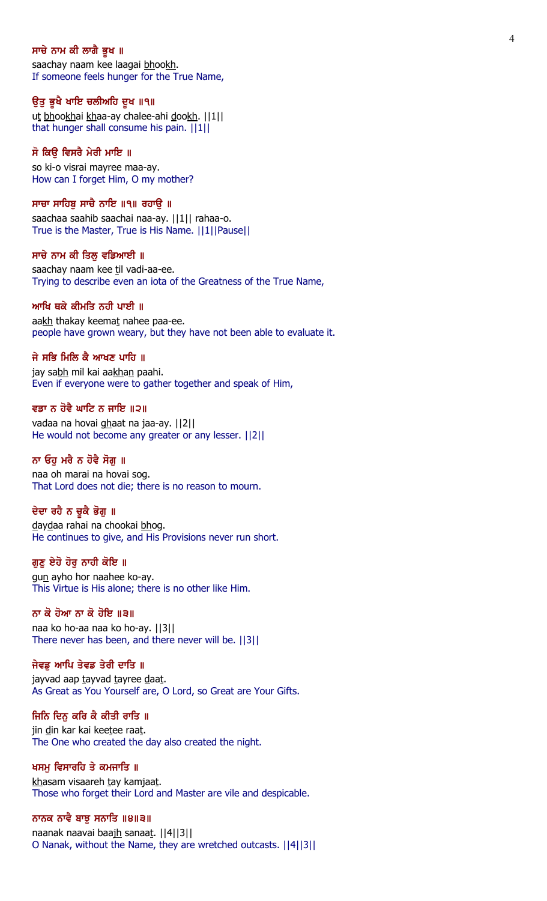**ਸਾਚੇ ਨਾਮ ਕੀ ਲਾਗੈ ਭੂਖ ॥**

saachay naam kee laagai bhookh.

If someone feels hunger for the True Name,

**ਉਤੁ ਭੂਖੈ ਖਾਇ ਚਲੀਅਹਿ ਦੂਖ ॥੧॥**

ut bhookhai khaa-ay chalee-ahi dookh. ||1||

that hunger shall consume his pain. ||1||

**ਸੋ ਕਿਉ ਵਿਸਰੈ ਮੇਰੀ ਮਾਇ ॥**

so ki-o visrai mayree maa-ay.

How can I forget Him, O my mother?

**ਸਾਚਾ ਸਾਹਿਬੁ ਸਾਚੈ ਨਾਇ ॥੧॥ ਰਹਾਉ ॥**

saachaa saahib saachai naa-ay. ||1|| rahaa-o.

True is the Master, True is His Name. ||1||Pause||

**ਸਾਚੇ ਨਾਮ ਕੀ ਤਿਲੁ ਵਡਿਆਈ ॥**

saachay naam kee til vadi-aa-ee.

Trying to describe even an iota of the Greatness of the True Name,

**ਆਖਿ ਥਕੇ ਕੀਮਤਿ ਨਹੀ ਪਾਈ ॥**

aakh thakay keemat nahee paa-ee.

people have grown weary, but they have not been able to evaluate it.

**ਜੇ ਸਭਿ ਮਿਲਿ ਕੈ ਆਖਣ ਪਾਹਿ ॥**

jay sabh mil kai aakhan paahi.

Even if everyone were to gather together and speak of Him,

**ਵਡਾ ਨ ਹੋਵੈ ਘਾਟਿ ਨ ਜਾਇ ॥੨॥**

vadaa na hovai ghaat na jaa-ay. ||2||

He would not become any greater or any lesser. ||2||

**ਨਾ ਓਹੁ ਮਰੈ ਨ ਹੋਵੈ ਸੋਗੁ ॥**

naa oh marai na hovai sog.

That Lord does not die; there is no reason to mourn.

**ਦੇਦਾ ਰਹੈ ਨ ਚੂਕੈ ਭੋਗੁ ॥**

daydaa rahai na chookai bhog.

He continues to give, and His Provisions never run short.

**ਗੁਣੁ ਏਹੋ ਹੋਰੁ ਨਾਹੀ ਕੋਇ ॥**

gun ayho hor naahee ko-ay.

This Virtue is His alone; there is no other like Him.

**ਨਾ ਕੋ ਹੋਆ ਨਾ ਕੋ ਹੋਇ ॥੩॥**

naa ko ho-aa naa ko ho-ay. ||3||

There never has been, and there never will be. ||3||

**ਜੇਵਡੁ ਆਪਿ ਤੇਵਡ ਤੇਰੀ ਦਾਤਿ ॥**

jayvad aap tayvad tayree daat.

As Great as You Yourself are, O Lord, so Great are Your Gifts.

**ਜਿਨਿ ਦਿਨੁ ਕਰਿ ਕੈ ਕੀਤੀ ਰਾਤਿ ॥**

jin din kar kai keetee raat.

The One who created the day also created the night.

**ਖਸਮੁ ਵਿਸਾਰਹਿ ਤੇ ਕਮਜਾਤਿ ॥**

khasam visaareh tay kamjaat.

Those who forget their Lord and Master are vile and despicable.

**ਨਾਨਕ ਨਾਵੈ ਬਾਝੁ ਸਨਾਤਿ ॥੪॥੩॥**

naanak naavai baajh sanaat. ||4||3||

O Nanak, without the Name, they are wretched outcasts. ||4||3||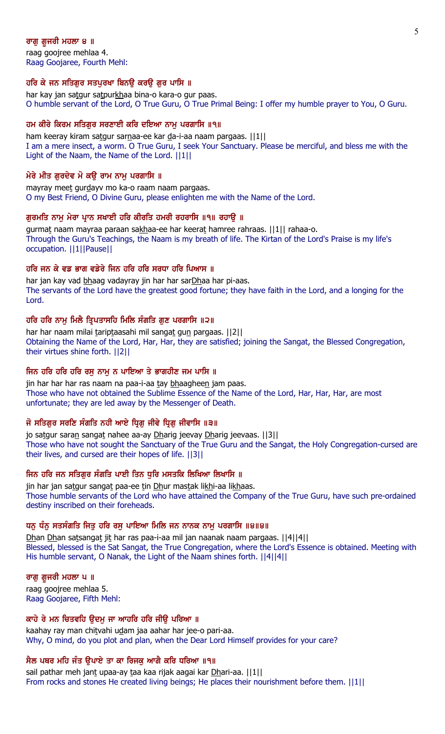**ਰਾਗੁ ਗੂਜਰੀ ਮਹਲਾ ੪ ॥**

raag goojree mehlaa 4.

Raag Goojaree, Fourth Mehl:

**ਹਰਿ ਕੇ ਜਨ ਸਤਿਗੁਰ ਸਤਪੁਰਖਾ ਬਿਨਉ ਕਰਉ ਗੁਰ ਪਾਸਿ ॥**

har kay jan satgur satpurkhaa bina-o kara-o gur paas.

O humble servant of the Lord, O True Guru, O True Primal Being: I offer my humble prayer to You, O Guru.

**ਹਮ ਕੀਰੇ ਕਿਰਮ ਸਤਿਗੁਰ ਸਰਣਾਈ ਕਰਿ ਦਇਆ ਨਾਮੁ ਪਰਗਾਸਿ ॥੧॥**

ham keeray kiram satgur sarnaa-ee kar da-i-aa naam pargaas. ||1||

I am a mere insect, a worm. O True Guru, I seek Your Sanctuary. Please be merciful, and bless me with the Light of the Naam, the Name of the Lord. ||1||

**ਮੇਰੇ ਮੀਤ ਗੁਰਦੇਵ ਮੋ ਕਉ ਰਾਮ ਨਾਮੁ ਪਰਗਾਸਿ ॥**

mayray meet gurdayv mo ka-o raam naam pargaas.

O my Best Friend, O Divine Guru, please enlighten me with the Name of the Lord.

**ਗੁਰਮਤਿ ਨਾਮੁ ਮੇਰਾ ਪ੍ਰਾਨ ਸਖਾਈ ਹਰਿ ਕੀਰਤਿ ਹਮਰੀ ਰਹਰਾਸਿ ॥੧॥ ਰਹਾਉ ॥**

gurmat naam mayraa paraan sakhaa-ee har keerat hamree rahraas. ||1|| rahaa-o.

Through the Guru's Teachings, the Naam is my breath of life. The Kirtan of the Lord's Praise is my life's occupation. ||1||Pause||

**ਹਰਿ ਜਨ ਕੇ ਵਡ ਭਾਗ ਵਡੇਰੇ ਜਿਨ ਹਰਿ ਹਰਿ ਸਰਧਾ ਹਰਿ ਪਿਆਸ ॥**

har jan kay vad bhaag vadayray jin har har sarDhaa har pi-aas.

The servants of the Lord have the greatest good fortune; they have faith in the Lord, and a longing for the Lord.

**ਹਰਿ ਹਰਿ ਨਾਮੁ ਮਿਲੈ ਤ੍ਰਿਪਤਾਸਹਿ ਮਿਲਿ ਸੰਗਤਿ ਗੁਣ ਪਰਗਾਸਿ ॥੨॥**

har har naam milai tariptaasahi mil sangat gun pargaas. ||2||

Obtaining the Name of the Lord, Har, Har, they are satisfied; joining the Sangat, the Blessed Congregation, their virtues shine forth. ||2||

**ਜਿਨ ਹਰਿ ਹਰਿ ਹਰਿ ਰਸੁ ਨਾਮੁ ਨ ਪਾਇਆ ਤੇ ਭਾਗਹੀਣ ਜਮ ਪਾਸਿ ॥**

jin har har har ras naam na paa-i-aa tay bhaagheen jam paas.

Those who have not obtained the Sublime Essence of the Name of the Lord, Har, Har, Har, are most unfortunate; they are led away by the Messenger of Death.

**ਜੋ ਸਤਿਗੁਰ ਸਰਣਿ ਸੰਗਤਿ ਨਹੀ ਆਏ ਧ੍ਰਿਗੁ ਜੀਵੇ ਧ੍ਰਿਗੁ ਜੀਵਾਸਿ ॥੩॥**

jo satgur saran sangat nahee aa-ay Dharig jeevay Dharig jeevaas. ||3||

Those who have not sought the Sanctuary of the True Guru and the Sangat, the Holy Congregation-cursed are their lives, and cursed are their hopes of life. ||3||

**ਜਿਨ ਹਰਿ ਜਨ ਸਤਿਗੁਰ ਸੰਗਤਿ ਪਾਈ ਤਿਨ ਧੁਰਿ ਮਸਤਕਿ ਲਿਖਿਆ ਲਿਖਾਸਿ ॥**

jin har jan satgur sangat paa-ee tin Dhur mastak likhi-aa likhaas.

Those humble servants of the Lord who have attained the Company of the True Guru, have such pre-ordained destiny inscribed on their foreheads.

**ਧਨੁ ਧੰਨੁ ਸਤਸੰਗਤਿ ਜਿਤੁ ਹਰਿ ਰਸੁ ਪਾਇਆ ਮਿਲਿ ਜਨ ਨਾਨਕ ਨਾਮੁ ਪਰਗਾਸਿ ॥੪॥੪॥**

Dhan Dhan satsangat jit har ras paa-i-aa mil jan naanak naam pargaas. ||4||4||

Blessed, blessed is the Sat Sangat, the True Congregation, where the Lord's Essence is obtained. Meeting with His humble servant, O Nanak, the Light of the Naam shines forth. ||4||4||

**ਰਾਗੁ ਗੂਜਰੀ ਮਹਲਾ ੫ ॥**

raag goojree mehlaa 5.

Raag Goojaree, Fifth Mehl:

**ਕਾਹੇ ਰੇ ਮਨ ਚਿਤਵਹਿ ਉਦਮੁ ਜਾ ਆਹਰਿ ਹਰਿ ਜੀਉ ਪਰਿਆ ॥**

kaahay ray man chitvahi udam jaa aahar har jee-o pari-aa.

Why, O mind, do you plot and plan, when the Dear Lord Himself provides for your care?

**ਸੈਲ ਪਥਰ ਮਹਿ ਜੰਤ ਉਪਾਏ ਤਾ ਕਾ ਰਿਜਕੁ ਆਗੈ ਕਰਿ ਧਰਿਆ ॥੧॥**

sail pathar meh jant upaa-ay taa kaa rijak aagai kar Dhari-aa. ||1||

From rocks and stones He created living beings; He places their nourishment before them. ||1||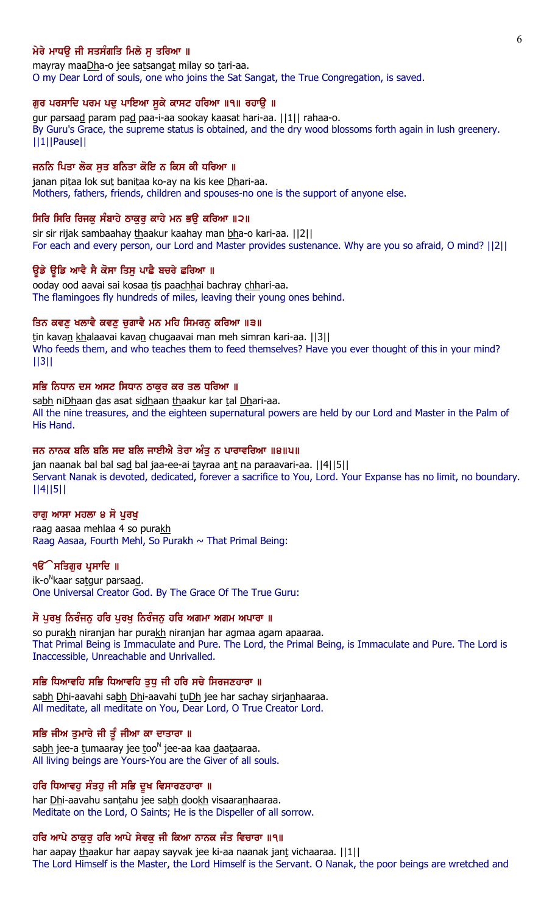**ਮੇਰੇ ਮਾਧਉ ਜੀ ਸਤਸੰਗਤਿ ਮਿਲੇ ਸੁ ਤਰਿਆ ॥**

mayray maaDha-o jee satsangat milay so tari-aa.

O my Dear Lord of souls, one who joins the Sat Sangat, the True Congregation, is saved.

**ਗੁਰ ਪਰਸਾਦਿ ਪਰਮ ਪਦੁ ਪਾਇਆ ਸੂਕੇ ਕਾਸਟ ਹਰਿਆ ॥੧॥ ਰਹਾਉ ॥**

gur parsaad param pad paa-i-aa sookay kaasat hari-aa. ||1|| rahaa-o.

By Guru's Grace, the supreme status is obtained, and the dry wood blossoms forth again in lush greenery. ||1||Pause||

**ਜਨਨਿ ਪਿਤਾ ਲੋਕ ਸੁਤ ਬਨਿਤਾ ਕੋਇ ਨ ਕਿਸ ਕੀ ਧਰਿਆ ॥**

janan pitaa lok sut banitaa ko-ay na kis kee Dhari-aa.

Mothers, fathers, friends, children and spouses-no one is the support of anyone else.

**ਸਿਰਿ ਸਿਰਿ ਰਿਜਕੁ ਸੰਬਾਹੇ ਠਾਕੁਰੁ ਕਾਹੇ ਮਨ ਭਉ ਕਰਿਆ ॥੨॥**

sir sir rijak sambaahay thaakur kaahay man bha-o kari-aa. ||2||

For each and every person, our Lord and Master provides sustenance. Why are you so afraid, O mind? ||2||

**ਊਡੇ ਊਡਿ ਆਵੈ ਸੈ ਕੋਸਾ ਤਿਸੁ ਪਾਛੈ ਬਚਰੇ ਛਰਿਆ ॥**

ooday ood aavai sai kosaa tis paachhai bachray chhari-aa.

The flamingoes fly hundreds of miles, leaving their young ones behind.

**ਤਿਨ ਕਵਣੁ ਖਲਾਵੈ ਕਵਣੁ ਚੁਗਾਵੈ ਮਨ ਮਹਿ ਸਿਮਰਨੁ ਕਰਿਆ ॥੩॥**

tin kavan khalaavai kavan chugaavai man meh simran kari-aa. ||3||

Who feeds them, and who teaches them to feed themselves? Have you ever thought of this in your mind? ||3||

**ਸਭਿ ਨਿਧਾਨ ਦਸ ਅਸਟ ਸਿਧਾਨ ਠਾਕੁਰ ਕਰ ਤਲ ਧਰਿਆ ॥**

sabh niDhaan das asat siDhaan thaakur kar tal Dhari-aa.

All the nine treasures, and the eighteen supernatural powers are held by our Lord and Master in the Palm of His Hand.

**ਜਨ ਨਾਨਕ ਬਲਿ ਬਲਿ ਸਦ ਬਲਿ ਜਾਈਐ ਤੇਰਾ ਅੰਤੁ ਨ ਪਾਰਾਵਰਿਆ ॥੪॥੫॥**

jan naanak bal bal sad bal jaa-ee-ai tayraa ant na paraavari-aa. ||4||5||

Servant Nanak is devoted, dedicated, forever a sacrifice to You, Lord. Your Expanse has no limit, no boundary. ||4||5||

**ਰਾਗੁ ਆਸਾ ਮਹਲਾ ੪ ਸੋ ਪੁਰਖੁ**

raag aasaa mehlaa 4 so purakh

Raag Aasaa, Fourth Mehl, So Purakh ~ That Primal Being:

**ੴ ਸਤਿਗੁਰ ਪ੍ਰਸਾਦਿ ॥**

ik-oNkaar satgur parsaad.

One Universal Creator God. By The Grace Of The True Guru:

**ਸੋ ਪੁਰਖੁ ਨਿਰੰਜਨੁ ਹਰਿ ਪੁਰਖੁ ਨਿਰੰਜਨੁ ਹਰਿ ਅਗਮਾ ਅਗਮ ਅਪਾਰਾ ॥**

so purakh niranjan har purakh niranjan har agmaa agam apaaraa.

That Primal Being is Immaculate and Pure. The Lord, the Primal Being, is Immaculate and Pure. The Lord is Inaccessible, Unreachable and Unrivalled.

**ਸਭਿ ਧਿਆਵਹਿ ਸਭਿ ਧਿਆਵਹਿ ਤੁਧੁ ਜੀ ਹਰਿ ਸਚੇ ਸਿਰਜਣਹਾਰਾ ॥**

sabh Dhi-aavahi sabh Dhi-aavahi tuDh jee har sachay sirjanhaaraa.

All meditate, all meditate on You, Dear Lord, O True Creator Lord.

**ਸਭਿ ਜੀਅ ਤੁਮਾਰੇ ਜੀ ਤੂੰ ਜੀਆ ਕਾ ਦਾਤਾਰਾ ॥**

sabh jee-a tumaaray jee tooN jee-aa kaa daataaraa.

All living beings are Yours-You are the Giver of all souls.

**ਹਰਿ ਧਿਆਵਹੁ ਸੰਤਹੁ ਜੀ ਸਭਿ ਦੂਖ ਵਿਸਾਰਣਹਾਰਾ ॥**

har Dhi-aavahu santahu jee sabh dookh visaaranhaaraa.

Meditate on the Lord, O Saints; He is the Dispeller of all sorrow.

**ਹਰਿ ਆਪੇ ਠਾਕੁਰੁ ਹਰਿ ਆਪੇ ਸੇਵਕੁ ਜੀ ਕਿਆ ਨਾਨਕ ਜੰਤ ਵਿਚਾਰਾ ॥੧॥**

har aapay thaakur har aapay sayvak jee ki-aa naanak jant vichaaraa. ||1||

The Lord Himself is the Master, the Lord Himself is the Servant. O Nanak, the poor beings are wretched and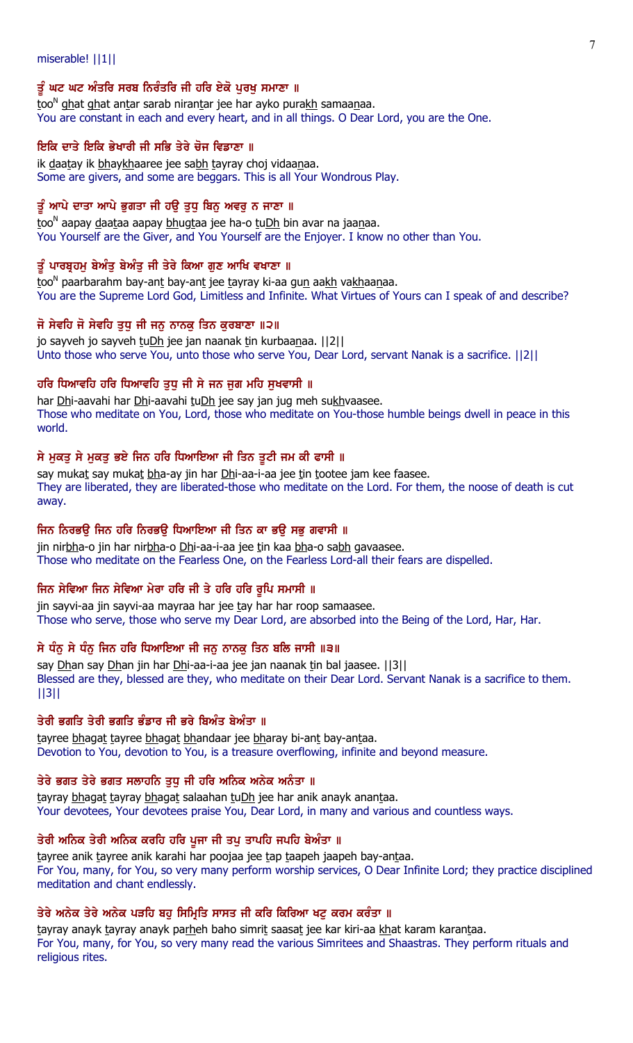miserable! ||1||

**ਤੂੰ ਘਟ ਘਟ ਅੰਤਰਿ ਸਰਬ ਨਿਰੰਤਰਿ ਜੀ ਹਰਿ ਏਕੋ ਪੁਰਖੁ ਸਮਾਣਾ ॥**

too<sup>N</sup> ghat ghat antar sarab nirantar jee har ayko purakh samaanaa.

You are constant in each and every heart, and in all things. O Dear Lord, you are the One.

**ਇਕਿ ਦਾਤੇ ਇਕਿ ਭੇਖਾਰੀ ਜੀ ਸਭਿ ਤੇਰੇ ਚੋਜ ਵਿਡਾਣਾ ॥**

ik daatay ik bhaykhaaree jee sabh tayray choj vidaanaa.

Some are givers, and some are beggars. This is all Your Wondrous Play.

**ਤੂੰ ਆਪੇ ਦਾਤਾ ਆਪੇ ਭੁਗਤਾ ਜੀ ਹਉ ਤੁਧੁ ਬਿਨੁ ਅਵਰੁ ਨ ਜਾਣਾ ॥**

tooN aapay daataa aapay bhugtaa jee ha-o tuDh bin avar na jaanaa.

You Yourself are the Giver, and You Yourself are the Enjoyer. I know no other than You.

**ਤੂੰ ਪਾਰਬ੍ਰਹਮੁ ਬੇਅੰਤੁ ਬੇਅੰਤੁ ਜੀ ਤੇਰੇ ਕਿਆ ਗੁਣ ਆਖਿ ਵਖਾਣਾ ॥**

tooN paarbarahm bay-ant bay-ant jee tayray ki-aa gun aakh vakhaanaa.

You are the Supreme Lord God, Limitless and Infinite. What Virtues of Yours can I speak of and describe?

**ਜੋ ਸੇਵਹਿ ਜੋ ਸੇਵਹਿ ਤੁਧੁ ਜੀ ਜਨੁ ਨਾਨਕੁ ਤਿਨ ਕੁਰਬਾਣਾ ॥੨॥**

jo sayveh jo sayveh tuDh jee jan naanak tin kurbaanaa. ||2||

Unto those who serve You, unto those who serve You, Dear Lord, servant Nanak is a sacrifice. ||2||

**ਹਰਿ ਧਿਆਵਹਿ ਹਰਿ ਧਿਆਵਹਿ ਤੁਧੁ ਜੀ ਸੇ ਜਨ ਜੁਗ ਮਹਿ ਸੁਖਵਾਸੀ ॥**

har Dhi-aavahi har Dhi-aavahi tuDh jee say jan jug meh sukhvaasee.

Those who meditate on You, Lord, those who meditate on You-those humble beings dwell in peace in this world.

**ਸੇ ਮੁਕਤੁ ਸੇ ਮੁਕਤੁ ਭਏ ਜਿਨ ਹਰਿ ਧਿਆਇਆ ਜੀ ਤਿਨ ਤੂਟੀ ਜਮ ਕੀ ਫਾਸੀ ॥**

say mukat say mukat bha-ay jin har Dhi-aa-i-aa jee tin tootee jam kee faasee.

They are liberated, they are liberated-those who meditate on the Lord. For them, the noose of death is cut away.

**ਜਿਨ ਨਿਰਭਉ ਜਿਨ ਹਰਿ ਨਿਰਭਉ ਧਿਆਇਆ ਜੀ ਤਿਨ ਕਾ ਭਉ ਸਭੁ ਗਵਾਸੀ ॥**

jin nirbha-o jin har nirbha-o Dhi-aa-i-aa jee tin kaa bha-o sabh gavaasee.

Those who meditate on the Fearless One, on the Fearless Lord-all their fears are dispelled.

**ਜਿਨ ਸੇਵਿਆ ਜਿਨ ਸੇਵਿਆ ਮੇਰਾ ਹਰਿ ਜੀ ਤੇ ਹਰਿ ਹਰਿ ਰੂਪਿ ਸਮਾਸੀ ॥**

jin sayvi-aa jin sayvi-aa mayraa har jee tay har har roop samaasee.

Those who serve, those who serve my Dear Lord, are absorbed into the Being of the Lord, Har, Har.

**ਸੇ ਧੰਨੁ ਸੇ ਧੰਨੁ ਜਿਨ ਹਰਿ ਧਿਆਇਆ ਜੀ ਜਨੁ ਨਾਨਕੁ ਤਿਨ ਬਲਿ ਜਾਸੀ ॥੩॥**

say Dhan say Dhan jin har Dhi-aa-i-aa jee jan naanak tin bal jaasee. ||3||

Blessed are they, blessed are they, who meditate on their Dear Lord. Servant Nanak is a sacrifice to them. ||3||

**ਤੇਰੀ ਭਗਤਿ ਤੇਰੀ ਭਗਤਿ ਭੰਡਾਰ ਜੀ ਭਰੇ ਬਿਅੰਤ ਬੇਅੰਤਾ ॥**

tayree bhagat tayree bhagat bhandaar jee bharay bi-ant bay-antaa.

Devotion to You, devotion to You, is a treasure overflowing, infinite and beyond measure.

**ਤੇਰੇ ਭਗਤ ਤੇਰੇ ਭਗਤ ਸਲਾਹਨਿ ਤੁਧੁ ਜੀ ਹਰਿ ਅਨਿਕ ਅਨੇਕ ਅਨੰਤਾ ॥**

tayray bhagat tayray bhagat salaahan tuDh jee har anik anayk anantaa.

Your devotees, Your devotees praise You, Dear Lord, in many and various and countless ways.

**ਤੇਰੀ ਅਨਿਕ ਤੇਰੀ ਅਨਿਕ ਕਰਹਿ ਹਰਿ ਪੂਜਾ ਜੀ ਤਪੁ ਤਾਪਹਿ ਜਪਹਿ ਬੇਅੰਤਾ ॥**

tayree anik tayree anik karahi har poojaa jee tap taapeh jaapeh bay-antaa.

For You, many, for You, so very many perform worship services, O Dear Infinite Lord; they practice disciplined meditation and chant endlessly.

**ਤੇਰੇ ਅਨੇਕ ਤੇਰੇ ਅਨੇਕ ਪੜਹਿ ਬਹੁ ਸਿਮ੍ਰਿਤਿ ਸਾਸਤ ਜੀ ਕਰਿ ਕਿਰਿਆ ਖਟੁ ਕਰਮ ਕਰੰਤਾ ॥**

tayray anayk tayray anayk parheh baho simrit saasat jee kar kiri-aa khat karam karantaa.

For You, many, for You, so very many read the various Simritees and Shaastras. They perform rituals and religious rites.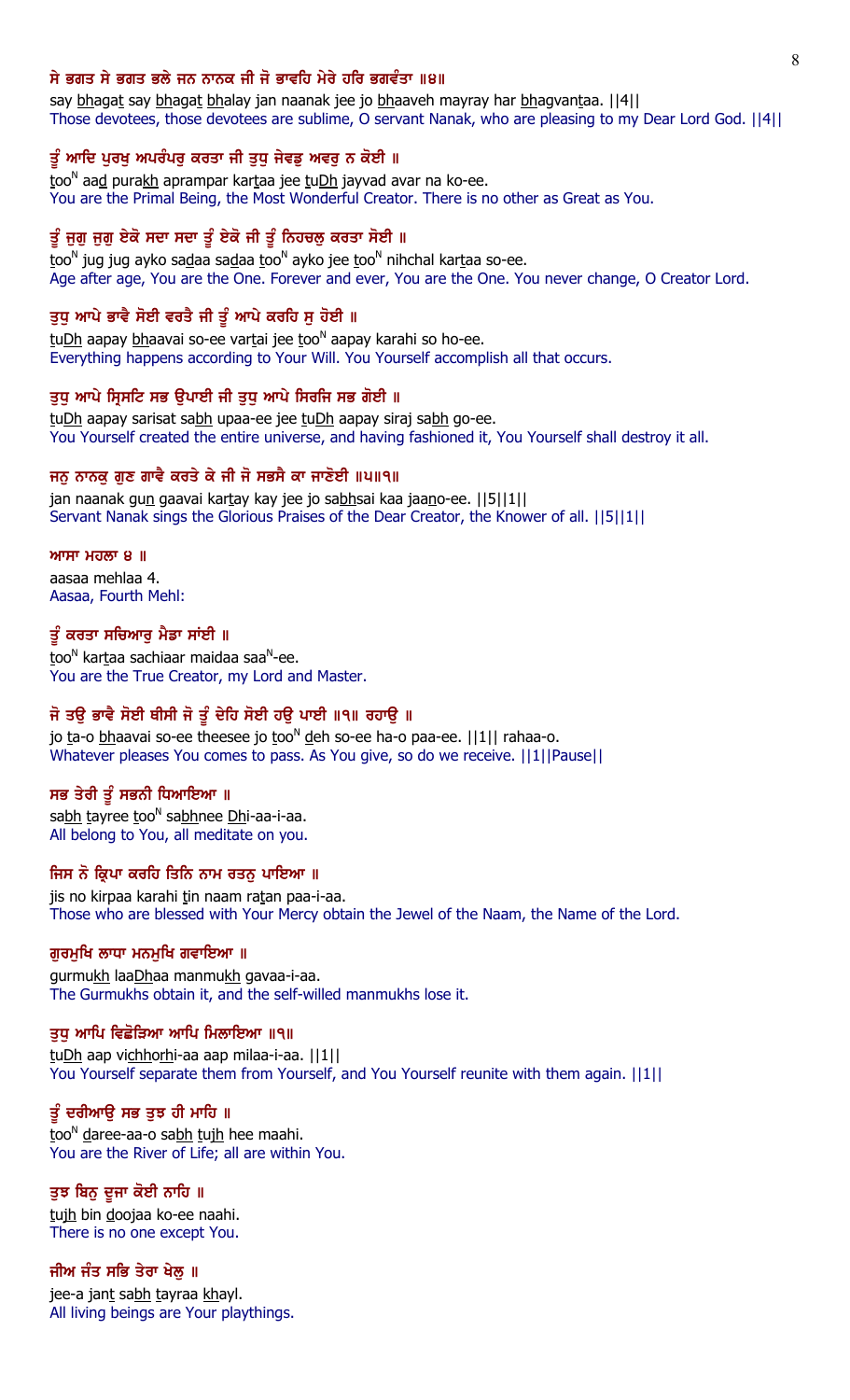**ਸੇ ਭਗਤ ਸੇ ਭਗਤ ਭਲੇ ਜਨ ਨਾਨਕ ਜੀ ਜੋ ਭਾਵਹਿ ਮੇਰੇ ਹਰਿ ਭਗਵੰਤਾ ॥੪॥**

say bhagat say bhagat bhalay jan naanak jee jo bhaaveh mayray har bhagvantaa. ||4||

Those devotees, those devotees are sublime, O servant Nanak, who are pleasing to my Dear Lord God. ||4||

**ਤੂੰ ਆਦਿ ਪੁਰਖੁ ਅਪਰੰਪਰੁ ਕਰਤਾ ਜੀ ਤੁਧੁ ਜੇਵਡੁ ਅਵਰੁ ਨ ਕੋਈ ॥**

tooN aad purakh aprampar kartaa jee tuDh jayvad avar na ko-ee.

You are the Primal Being, the Most Wonderful Creator. There is no other as Great as You.

**ਤੂੰ ਜੁਗੁ ਜੁਗੁ ਏਕੋ ਸਦਾ ਸਦਾ ਤੂੰ ਏਕੋ ਜੀ ਤੂੰ ਨਿਹਚਲੁ ਕਰਤਾ ਸੋਈ ॥**

tooN jug jug ayko sadaa sadaa tooN ayko jee tooN nihchal kartaa so-ee.

Age after age, You are the One. Forever and ever, You are the One. You never change, O Creator Lord.

**ਤੁਧੁ ਆਪੇ ਭਾਵੈ ਸੋਈ ਵਰਤੈ ਜੀ ਤੂੰ ਆਪੇ ਕਰਹਿ ਸੁ ਹੋਈ ॥**

tuDh aapay bhaavai so-ee vartai jee tooN aapay karahi so ho-ee.

Everything happens according to Your Will. You Yourself accomplish all that occurs.

**ਤੁਧੁ ਆਪੇ ਸ੍ਰਿਸਟਿ ਸਭ ਉਪਾਈ ਜੀ ਤੁਧੁ ਆਪੇ ਸਿਰਜਿ ਸਭ ਗੋਈ ॥**

tuDh aapay sarisat sabh upaa-ee jee tuDh aapay siraj sabh go-ee.

You Yourself created the entire universe, and having fashioned it, You Yourself shall destroy it all.

**ਜਨੁ ਨਾਨਕੁ ਗੁਣ ਗਾਵੈ ਕਰਤੇ ਕੇ ਜੀ ਜੋ ਸਭਸੈ ਕਾ ਜਾਣੋਈ ॥੫॥੧॥**

jan naanak gun gaavai kartay kay jee jo sabhsai kaa jaano-ee. ||5||1||

Servant Nanak sings the Glorious Praises of the Dear Creator, the Knower of all. ||5||1||

**ਆਸਾ ਮਹਲਾ ੪ ॥**

aasaa mehlaa 4.

Aasaa, Fourth Mehl:

**ਤੂੰ ਕਰਤਾ ਸਚਿਆਰੁ ਮੈਡਾ ਸਾਂਈ ॥**

tooN kartaa sachiaar maidaa saaN-ee.

You are the True Creator, my Lord and Master.

**ਜੋ ਤਉ ਭਾਵੈ ਸੋਈ ਥੀਸੀ ਜੋ ਤੂੰ ਦੇਹਿ ਸੋਈ ਹਉ ਪਾਈ ॥੧॥ ਰਹਾਉ ॥**

jo ta-o bhaavai so-ee theesee jo tooN deh so-ee ha-o paa-ee. ||1|| rahaa-o.

Whatever pleases You comes to pass. As You give, so do we receive. ||1||Pause||

**ਸਭ ਤੇਰੀ ਤੂੰ ਸਭਨੀ ਧਿਆਇਆ ॥**

sabh tayree tooN sabhnee Dhi-aa-i-aa.

All belong to You, all meditate on you.

**ਜਿਸ ਨੋ ਕ੍ਰਿਪਾ ਕਰਹਿ ਤਿਨਿ ਨਾਮ ਰਤਨੁ ਪਾਇਆ ॥**

jis no kirpaa karahi tin naam ratan paa-i-aa.

Those who are blessed with Your Mercy obtain the Jewel of the Naam, the Name of the Lord.

**ਗੁਰਮੁਖਿ ਲਾਧਾ ਮਨਮੁਖਿ ਗਵਾਇਆ ॥**

gurmukh laDhaa manmukh gavaa-i-aa.

The Gurmukhs obtain it, and the self-willed manmukhs lose it.

**ਤੁਧੁ ਆਪਿ ਵਿਛੋੜਿਆ ਆਪਿ ਮਿਲਾਇਆ ॥੧॥**

tuDh aap vichhorhi-aa aap milaa-i-aa. ||1||

You Yourself separate them from Yourself, and You Yourself reunite with them again. ||1||

**ਤੂੰ ਦਰੀਆਉ ਸਭ ਤੁਝ ਹੀ ਮਾਹਿ ॥**

tooN daree-aa-o sabh tujh hee maahi.

You are the River of Life; all are within You.

**ਤੁਝ ਬਿਨੁ ਦੂਜਾ ਕੋਈ ਨਾਹਿ ॥**

tujh bin doojaa ko-ee naahi.

There is no one except You.

**ਜੀਅ ਜੰਤ ਸਭਿ ਤੇਰਾ ਖੇਲੁ ॥**

jee-a jant sabh tayraa khayl.

All living beings are Your playthings.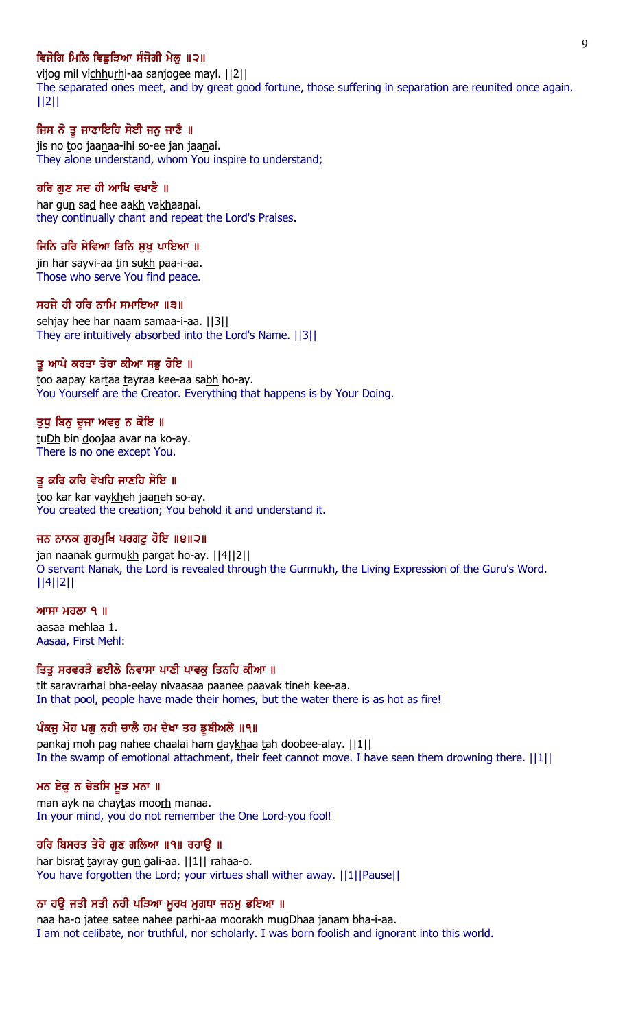**ਵਿਜੋਗਿ ਮਿਲਿ ਵਿਛੁੜਿਆ ਸੰਜੋਗੀ ਮੇਲੁ ॥੨॥**

vijog mil vichhurhi-aa sanjogee mayl. ||2||

The separated ones meet, and by great good fortune, those suffering in separation are reunited once again. ||2||

**ਜਿਸ ਨੋ ਤੂ ਜਾਣਾਇਹਿ ਸੋਈ ਜਨੁ ਜਾਣੈ ॥**

jis no too jaanaa-ihi so-ee jan jaanai.

They alone understand, whom You inspire to understand;

**ਹਰਿ ਗੁਣ ਸਦ ਹੀ ਆਖਿ ਵਖਾਣੈ ॥**

har gun sad hee aakh vakhaanai.

they continually chant and repeat the Lord's Praises.

**ਜਿਨਿ ਹਰਿ ਸੇਵਿਆ ਤਿਨਿ ਸੁਖੁ ਪਾਇਆ ॥**

jin har sayvi-aa tin sukh paa-i-aa.

Those who serve You find peace.

**ਸਹਜੇ ਹੀ ਹਰਿ ਨਾਮਿ ਸਮਾਇਆ ॥੩॥**

sehjay hee har naam samaa-i-aa. ||3||

They are intuitively absorbed into the Lord's Name. ||3||

**ਤੂ ਆਪੇ ਕਰਤਾ ਤੇਰਾ ਕੀਆ ਸਭੁ ਹੋਇ ॥**

too aapay kartaa tayraa kee-aa sabh ho-ay.

You Yourself are the Creator. Everything that happens is by Your Doing.

**ਤੁਧੁ ਬਿਨੁ ਦੂਜਾ ਅਵਰੁ ਨ ਕੋਇ ॥**

tuDh bin doojaa avar na ko-ay.

There is no one except You.

**ਤੂ ਕਰਿ ਕਰਿ ਵੇਖਹਿ ਜਾਣਹਿ ਸੋਇ ॥**

too kar kar vaykheh jaaneh so-ay.

You created the creation; You behold it and understand it.

**ਜਨ ਨਾਨਕ ਗੁਰਮੁਖਿ ਪਰਗਟੁ ਹੋਇ ॥੪॥੨॥**

jan naanak gurmukh pargat ho-ay. ||4||2||

O servant Nanak, the Lord is revealed through the Gurmukh, the Living Expression of the Guru's Word. ||4||2||

**ਆਸਾ ਮਹਲਾ ੧ ॥**

aasaa mehlaa 1.

Aasaa, First Mehl:

**ਤਿਤੁ ਸਰਵਰੜੈ ਭਈਲੇ ਨਿਵਾਸਾ ਪਾਣੀ ਪਾਵਕੁ ਤਿਨਹਿ ਕੀਆ ॥**

tit saravrarhai bha-eelay nivaasaa paanee paavak tineh kee-aa.

In that pool, people have made their homes, but the water there is as hot as fire!

**ਪੰਕਜੁ ਮੋਹ ਪਗੁ ਨਹੀ ਚਾਲੈ ਹਮ ਦੇਖਾ ਤਹ ਡੂਬੀਅਲੇ ॥੧॥**

pankaj moh pag nahee chaalai ham daykhaa tah doobee-alay. ||1||

In the swamp of emotional attachment, their feet cannot move. I have seen them drowning there. ||1||

**ਮਨ ਏਕੁ ਨ ਚੇਤਸਿ ਮੂੜ ਮਨਾ ॥**

man ayk na chaytas moorh manaa.

In your mind, you do not remember the One Lord-you fool!

**ਹਰਿ ਬਿਸਰਤ ਤੇਰੇ ਗੁਣ ਗਲਿਆ ॥੧॥ ਰਹਾਉ ॥**

har bisrat tayray gun gali-aa. ||1|| rahaa-o.

You have forgotten the Lord; your virtues shall wither away. ||1||Pause||

**ਨਾ ਹਉ ਜਤੀ ਸਤੀ ਨਹੀ ਪੜਿਆ ਮੂਰਖ ਮੁਗਧਾ ਜਨਮੁ ਭਇਆ ॥**

naa ha-o jatee satee nahee parhi-aa moorakh mugDhaa janam bha-i-aa.

I am not celibate, nor truthful, nor scholarly. I was born foolish and ignorant into this world.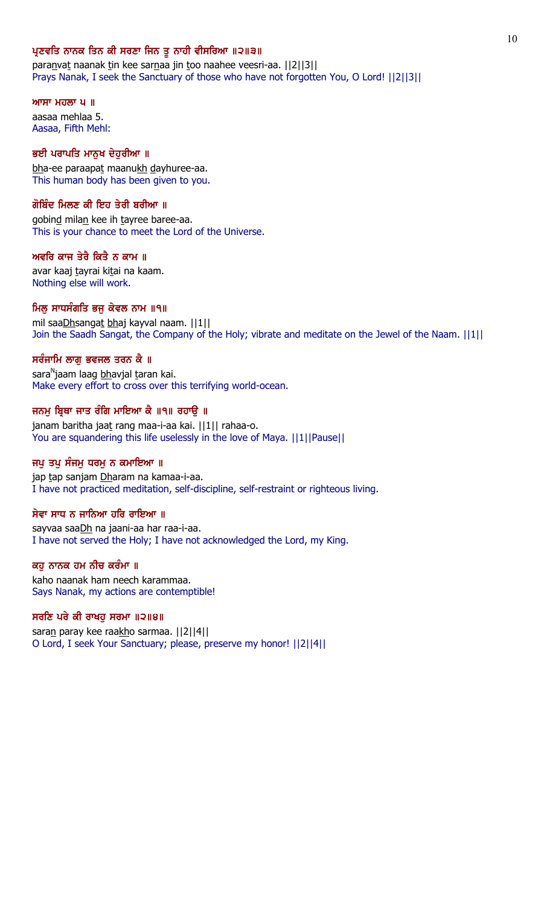**ਪ੍ਰਣਵਤਿ ਨਾਨਕ ਤਿਨ ਕੀ ਸਰਣਾ ਜਿਨ ਤੂ ਨਾਹੀ ਵੀਸਰਿਆ ॥੨॥੩॥**

paranvat naanak tin kee sarnaa jin too naahee veesri-aa. ||2||3||

Prays Nanak, I seek the Sanctuary of those who have not forgotten You, O Lord! ||2||3||

**ਆਸਾ ਮਹਲਾ ੫ ॥**

aasaa mehlaa 5.

Aasaa, Fifth Mehl:

**ਭਈ ਪਰਾਪਤਿ ਮਾਨੁਖ ਦੇਹੁਰੀਆ ॥**

bha-ee paraapat maanukh dayhuree-aa.

This human body has been given to you.

**ਗੋਬਿੰਦ ਮਿਲਣ ਕੀ ਇਹ ਤੇਰੀ ਬਰੀਆ ॥**

gobind milan kee ih tayree baree-aa.

This is your chance to meet the Lord of the Universe.

**ਅਵਰਿ ਕਾਜ ਤੇਰੈ ਕਿਤੈ ਨ ਕਾਮ ॥**

avar kaaj tayrai kitai na kaam.

Nothing else will work.

**ਮਿਲੁ ਸਾਧਸੰਗਤਿ ਭਜੁ ਕੇਵਲ ਨਾਮ ॥੧॥**

mil saaDhsangat bhaj kayval naam. ||1||

Join the Saadh Sangat, the Company of the Holy; vibrate and meditate on the Jewel of the Naam. ||1||

**ਸਰੰਜਾਮਿ ਲਾਗੁ ਭਵਜਲ ਤਰਨ ਕੈ ॥**

saraNjaam laag bhavjal taran kai.

Make every effort to cross over this terrifying world-ocean.

**ਜਨਮੁ ਬ੍ਰਿਥਾ ਜਾਤ ਰੰਗਿ ਮਾਇਆ ਕੈ ॥੧॥ ਰਹਾਉ ॥**

janam baritha jaat rang maa-i-aa kai. ||1|| rahaa-o.

You are squandering this life uselessly in the love of Maya. ||1||Pause||

**ਜਪੁ ਤਪੁ ਸੰਜਮੁ ਧਰਮੁ ਨ ਕਮਾਇਆ ॥**

jap tap sanjam Dharam na kamaa-i-aa.

I have not practiced meditation, self-discipline, self-restraint or righteous living.

**ਸੇਵਾ ਸਾਧ ਨ ਜਾਨਿਆ ਹਰਿ ਰਾਇਆ ॥**

sayvaa saaDh na jaani-aa har raa-i-aa.

I have not served the Holy; I have not acknowledged the Lord, my King.

**ਕਹੁ ਨਾਨਕ ਹਮ ਨੀਚ ਕਰੰਮਾ ॥**

kaho naanak ham neech karammaa.

Says Nanak, my actions are contemptible!

**ਸਰਣਿ ਪਰੇ ਕੀ ਰਾਖਹੁ ਸਰਮਾ ॥੨॥੪॥**

saran paray kee raakho sarmaa. ||2||4||

O Lord, I seek Your Sanctuary; please, preserve my honor! ||2||4||